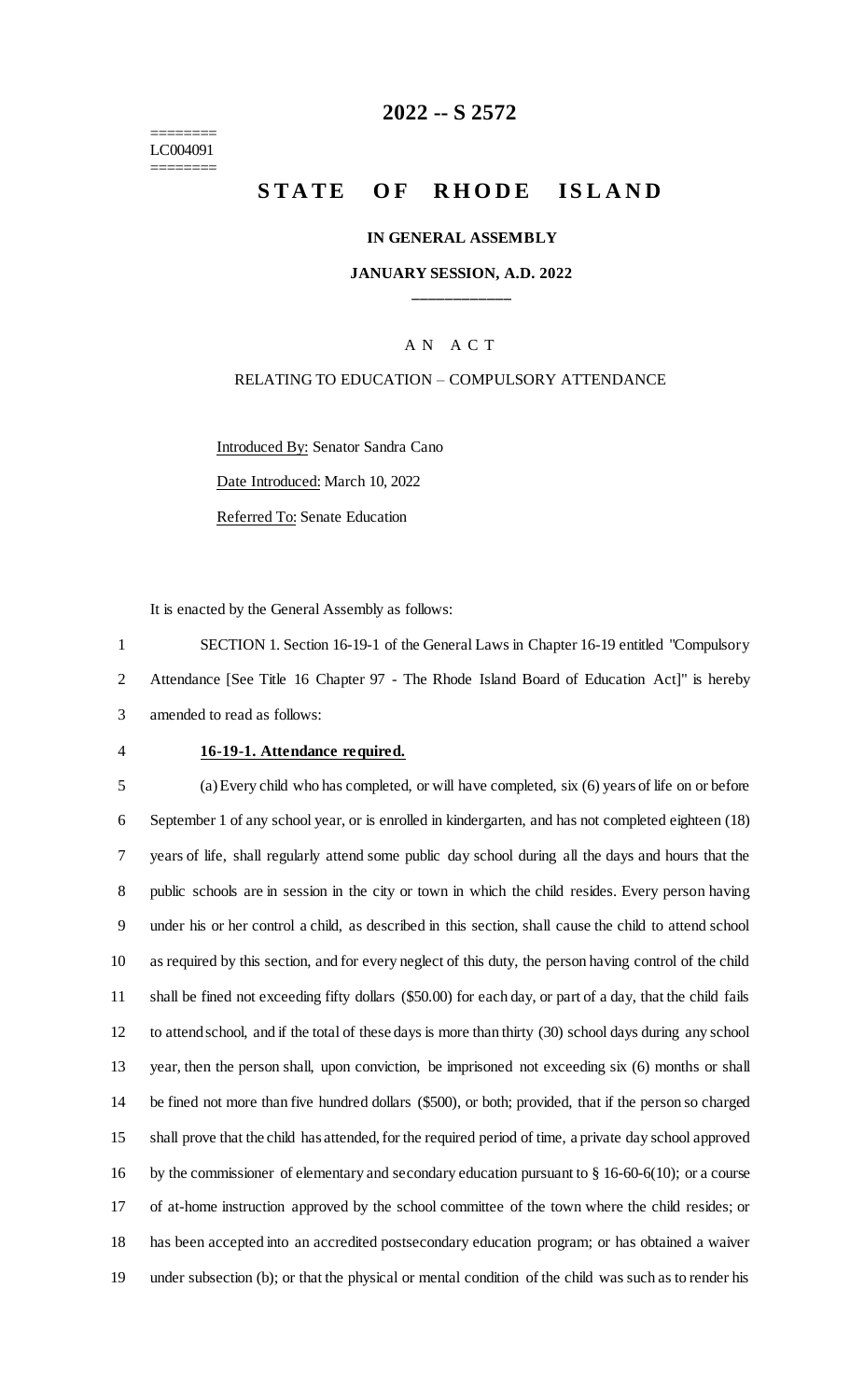# 2022 -- S 2572

========
LC004091
========

## STATE OF RHODE ISLAND

**IN GENERAL ASSEMBLY**

**JANUARY SESSION, A.D. 2022**

____________

A N A C T

RELATING TO EDUCATION – COMPULSORY ATTENDANCE

Introduced By: Senator Sandra Cano

Date Introduced: March 10, 2022

Referred To: Senate Education

It is enacted by the General Assembly as follows:

SECTION 1. Section 16-19-1 of the General Laws in Chapter 16-19 entitled "Compulsory Attendance [See Title 16 Chapter 97 - The Rhode Island Board of Education Act]" is hereby amended to read as follows:

**16-19-1. Attendance required.**

(a) Every child who has completed, or will have completed, six (6) years of life on or before September 1 of any school year, or is enrolled in kindergarten, and has not completed eighteen (18) years of life, shall regularly attend some public day school during all the days and hours that the public schools are in session in the city or town in which the child resides. Every person having under his or her control a child, as described in this section, shall cause the child to attend school as required by this section, and for every neglect of this duty, the person having control of the child shall be fined not exceeding fifty dollars ($50.00) for each day, or part of a day, that the child fails to attend school, and if the total of these days is more than thirty (30) school days during any school year, then the person shall, upon conviction, be imprisoned not exceeding six (6) months or shall be fined not more than five hundred dollars ($500), or both; provided, that if the person so charged shall prove that the child has attended, for the required period of time, a private day school approved by the commissioner of elementary and secondary education pursuant to § 16-60-6(10); or a course of at-home instruction approved by the school committee of the town where the child resides; or has been accepted into an accredited postsecondary education program; or has obtained a waiver under subsection (b); or that the physical or mental condition of the child was such as to render his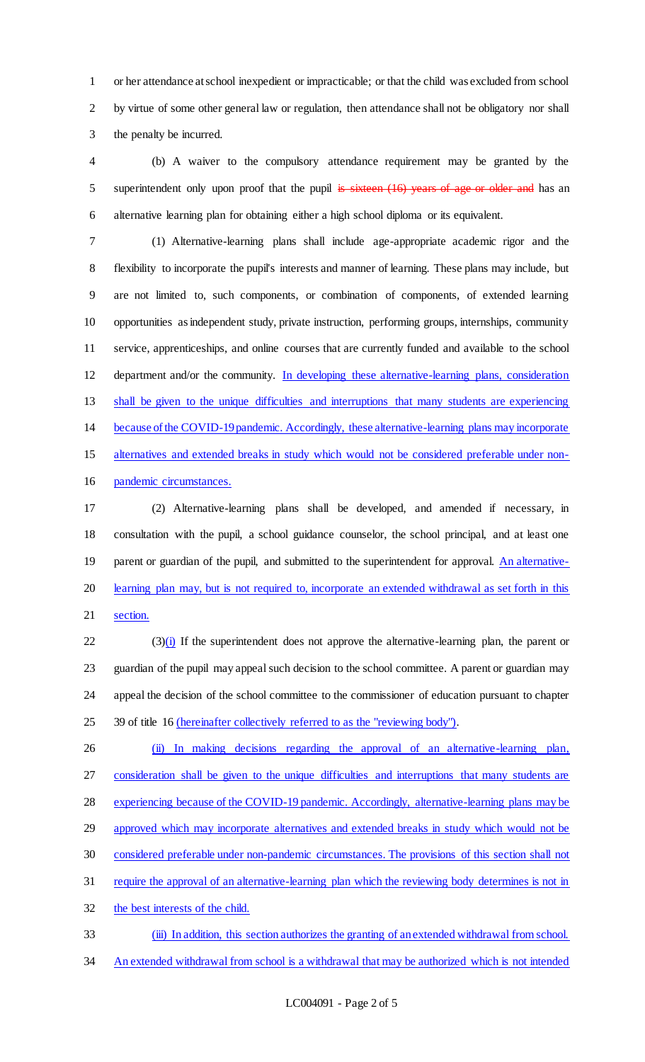or her attendance at school inexpedient or impracticable; or that the child was excluded from school by virtue of some other general law or regulation, then attendance shall not be obligatory nor shall the penalty be incurred.

(b) A waiver to the compulsory attendance requirement may be granted by the superintendent only upon proof that the pupil ~~is sixteen (16) years of age or older and~~ has an alternative learning plan for obtaining either a high school diploma or its equivalent.

(1) Alternative-learning plans shall include age-appropriate academic rigor and the flexibility to incorporate the pupil's interests and manner of learning. These plans may include, but are not limited to, such components, or combination of components, of extended learning opportunities as independent study, private instruction, performing groups, internships, community service, apprenticeships, and online courses that are currently funded and available to the school department and/or the community. <u>In developing these alternative-learning plans, consideration shall be given to the unique difficulties and interruptions that many students are experiencing because of the COVID-19 pandemic. Accordingly, these alternative-learning plans may incorporate alternatives and extended breaks in study which would not be considered preferable under non-pandemic circumstances.</u>

(2) Alternative-learning plans shall be developed, and amended if necessary, in consultation with the pupil, a school guidance counselor, the school principal, and at least one parent or guardian of the pupil, and submitted to the superintendent for approval. <u>An alternative-learning plan may, but is not required to, incorporate an extended withdrawal as set forth in this section.</u>

(3)<u>(i)</u> If the superintendent does not approve the alternative-learning plan, the parent or guardian of the pupil may appeal such decision to the school committee. A parent or guardian may appeal the decision of the school committee to the commissioner of education pursuant to chapter 39 of title 16 <u>(hereinafter collectively referred to as the "reviewing body")</u>.

<u>(ii) In making decisions regarding the approval of an alternative-learning plan, consideration shall be given to the unique difficulties and interruptions that many students are experiencing because of the COVID-19 pandemic. Accordingly, alternative-learning plans may be approved which may incorporate alternatives and extended breaks in study which would not be considered preferable under non-pandemic circumstances. The provisions of this section shall not require the approval of an alternative-learning plan which the reviewing body determines is not in the best interests of the child.</u>

<u>(iii) In addition, this section authorizes the granting of an extended withdrawal from school. An extended withdrawal from school is a withdrawal that may be authorized which is not intended</u>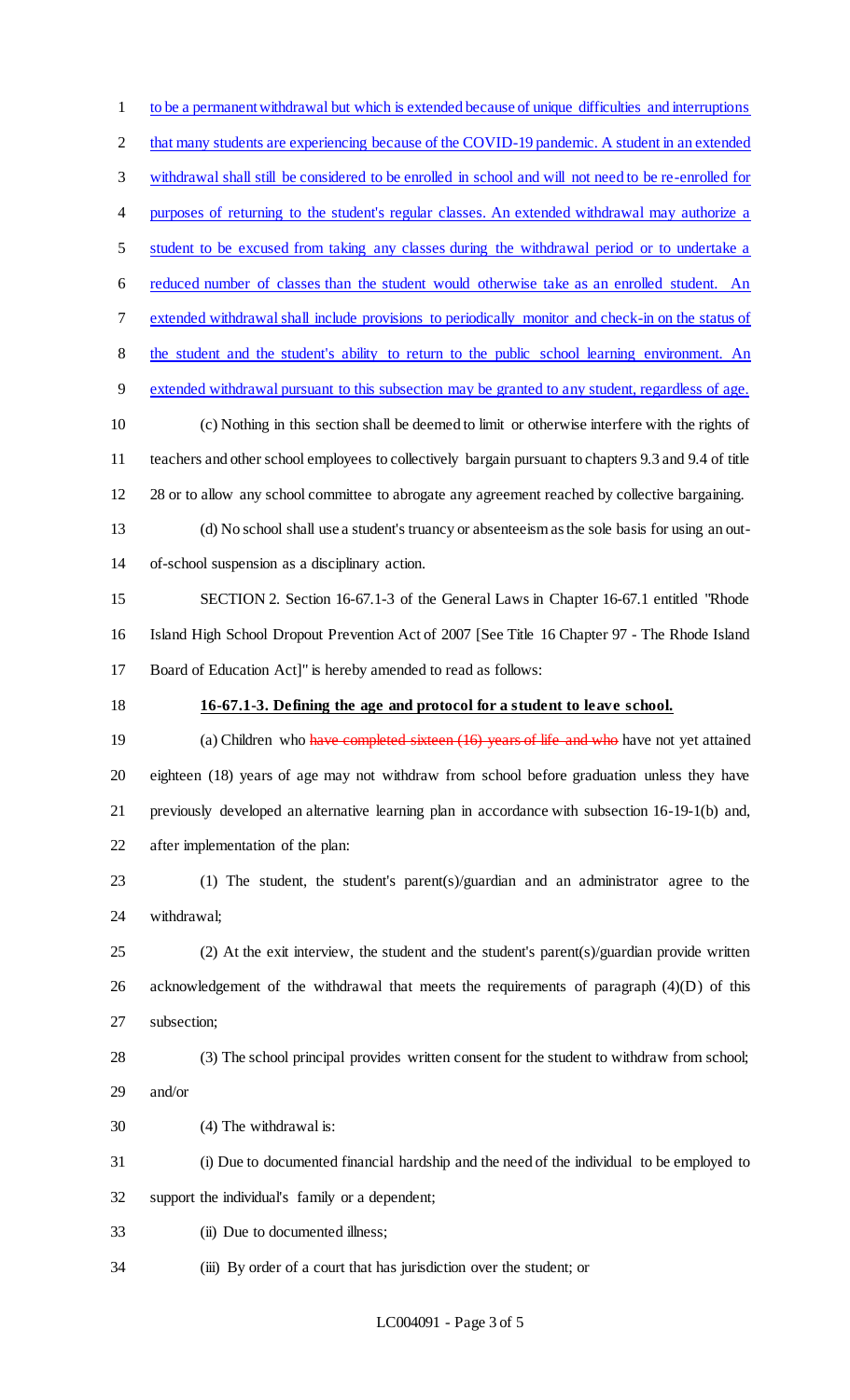to be a permanent withdrawal but which is extended because of unique difficulties and interruptions that many students are experiencing because of the COVID-19 pandemic. A student in an extended withdrawal shall still be considered to be enrolled in school and will not need to be re-enrolled for purposes of returning to the student's regular classes. An extended withdrawal may authorize a student to be excused from taking any classes during the withdrawal period or to undertake a reduced number of classes than the student would otherwise take as an enrolled student. An extended withdrawal shall include provisions to periodically monitor and check-in on the status of the student and the student's ability to return to the public school learning environment. An extended withdrawal pursuant to this subsection may be granted to any student, regardless of age.

(c) Nothing in this section shall be deemed to limit or otherwise interfere with the rights of teachers and other school employees to collectively bargain pursuant to chapters 9.3 and 9.4 of title 28 or to allow any school committee to abrogate any agreement reached by collective bargaining.

(d) No school shall use a student's truancy or absenteeism as the sole basis for using an out-of-school suspension as a disciplinary action.

SECTION 2. Section 16-67.1-3 of the General Laws in Chapter 16-67.1 entitled "Rhode Island High School Dropout Prevention Act of 2007 [See Title 16 Chapter 97 - The Rhode Island Board of Education Act]" is hereby amended to read as follows:

**16-67.1-3. Defining the age and protocol for a student to leave school.**

(a) Children who ~~have completed sixteen (16) years of life and who~~ have not yet attained eighteen (18) years of age may not withdraw from school before graduation unless they have previously developed an alternative learning plan in accordance with subsection 16-19-1(b) and, after implementation of the plan:

(1) The student, the student's parent(s)/guardian and an administrator agree to the withdrawal;

(2) At the exit interview, the student and the student's parent(s)/guardian provide written acknowledgement of the withdrawal that meets the requirements of paragraph (4)(D) of this subsection;

(3) The school principal provides written consent for the student to withdraw from school; and/or

(4) The withdrawal is:

(i) Due to documented financial hardship and the need of the individual to be employed to support the individual's family or a dependent;

(ii) Due to documented illness;

(iii) By order of a court that has jurisdiction over the student; or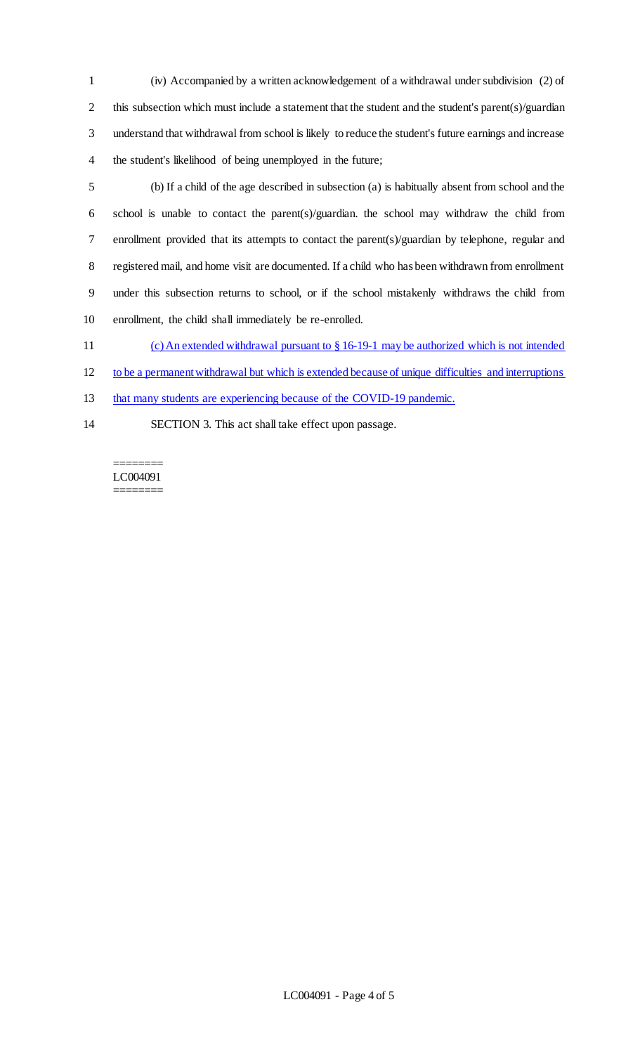(iv) Accompanied by a written acknowledgement of a withdrawal under subdivision (2) of this subsection which must include a statement that the student and the student's parent(s)/guardian understand that withdrawal from school is likely to reduce the student's future earnings and increase the student's likelihood of being unemployed in the future;

(b) If a child of the age described in subsection (a) is habitually absent from school and the school is unable to contact the parent(s)/guardian. the school may withdraw the child from enrollment provided that its attempts to contact the parent(s)/guardian by telephone, regular and registered mail, and home visit are documented. If a child who has been withdrawn from enrollment under this subsection returns to school, or if the school mistakenly withdraws the child from enrollment, the child shall immediately be re-enrolled.

<u>(c) An extended withdrawal pursuant to § 16-19-1 may be authorized which is not intended to be a permanent withdrawal but which is extended because of unique difficulties and interruptions that many students are experiencing because of the COVID-19 pandemic.</u>

SECTION 3. This act shall take effect upon passage.

========
LC004091
========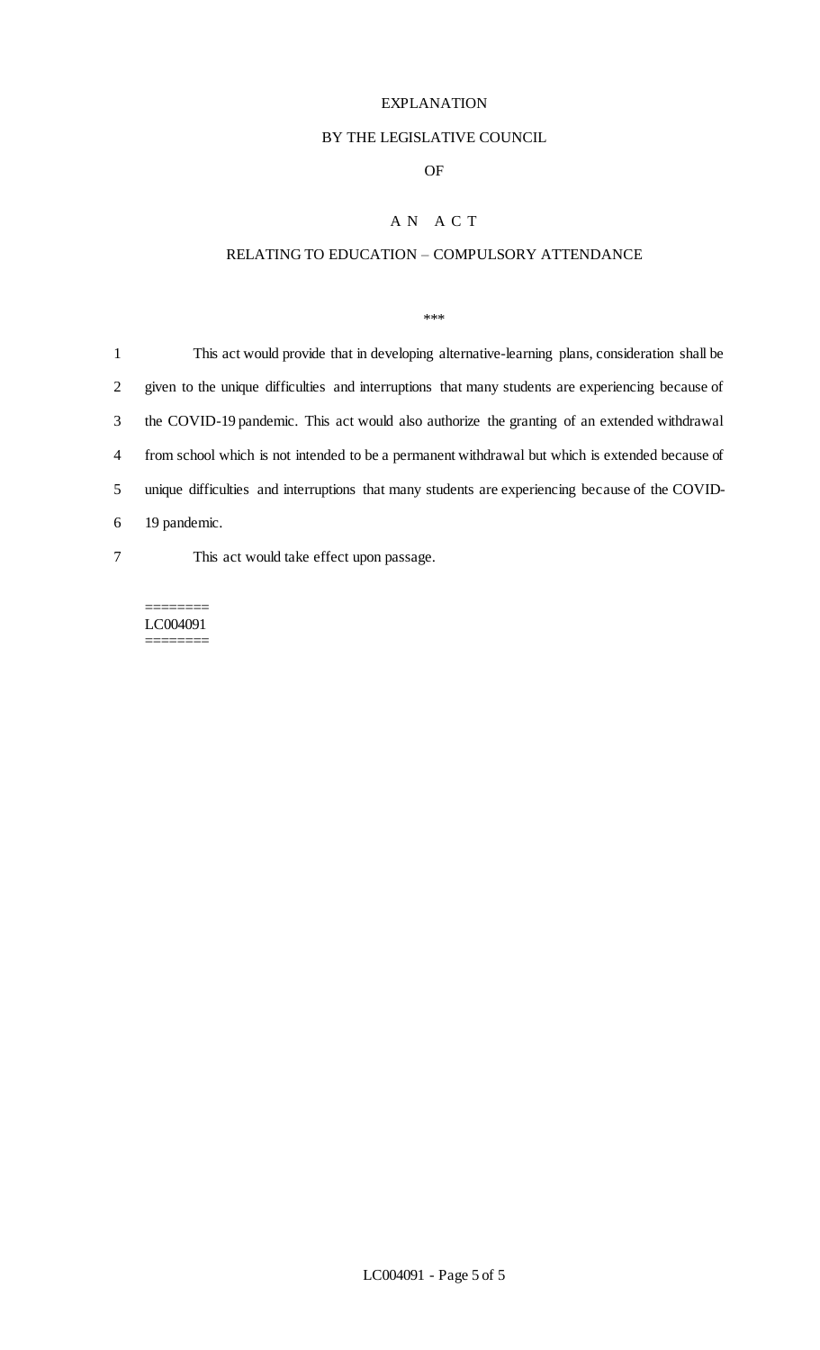EXPLANATION

BY THE LEGISLATIVE COUNCIL

OF

A N A C T

RELATING TO EDUCATION – COMPULSORY ATTENDANCE

\*\*\*

This act would provide that in developing alternative-learning plans, consideration shall be given to the unique difficulties and interruptions that many students are experiencing because of the COVID-19 pandemic. This act would also authorize the granting of an extended withdrawal from school which is not intended to be a permanent withdrawal but which is extended because of unique difficulties and interruptions that many students are experiencing because of the COVID-19 pandemic.

This act would take effect upon passage.

========
LC004091
========